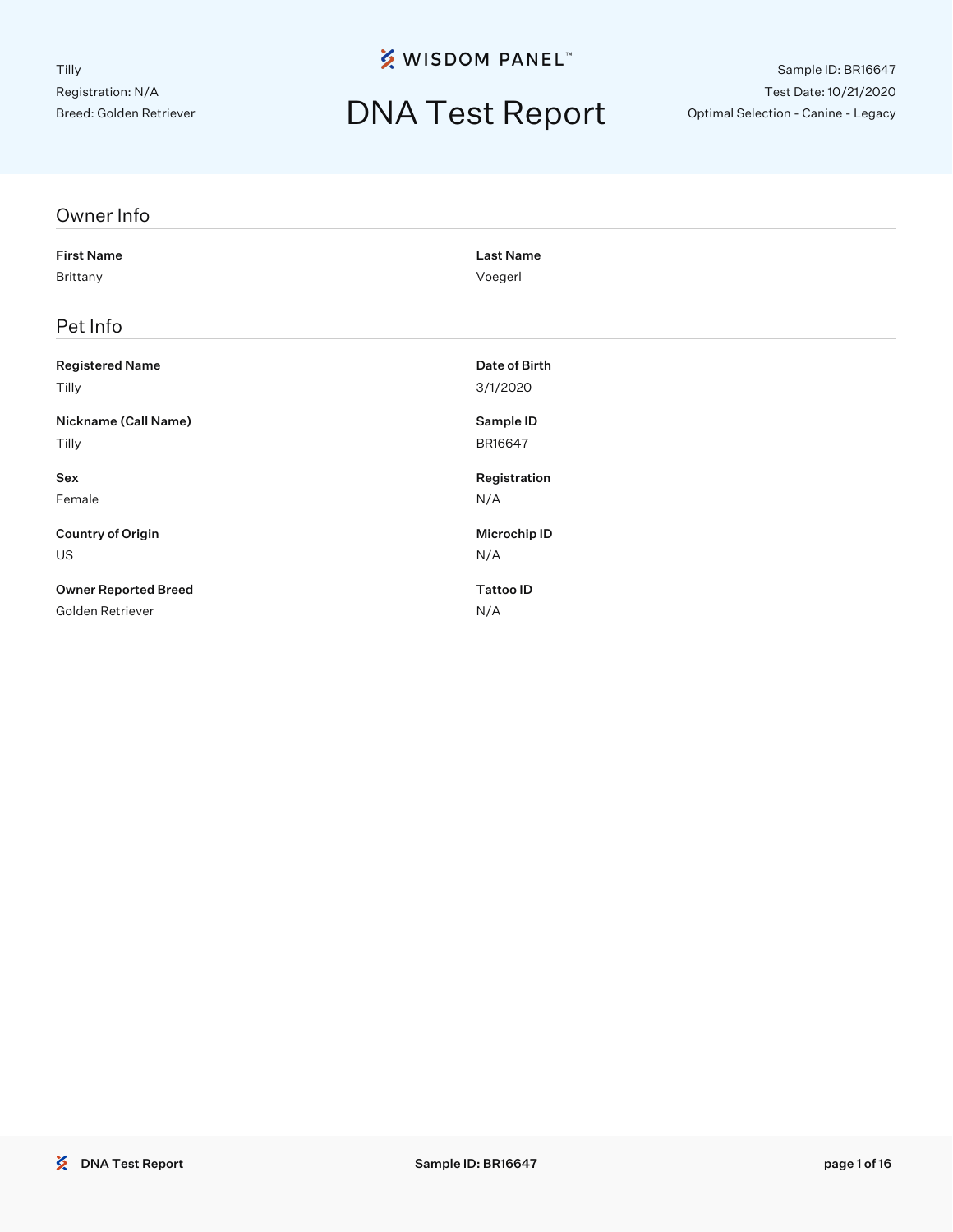Tilly
Registration: N/A
Breed: Golden Retriever

WISDOM PANEL™

# DNA Test Report

Sample ID: BR16647
Test Date: 10/21/2020
Optimal Selection - Canine - Legacy

## Owner Info

**First Name**
Brittany

**Last Name**
Voegerl

## Pet Info

**Registered Name**
Tilly

**Date of Birth**
3/1/2020

**Nickname (Call Name)**
Tilly

**Sample ID**
BR16647

**Sex**
Female

**Registration**
N/A

**Country of Origin**
US

**Microchip ID**
N/A

**Owner Reported Breed**
Golden Retriever

**Tattoo ID**
N/A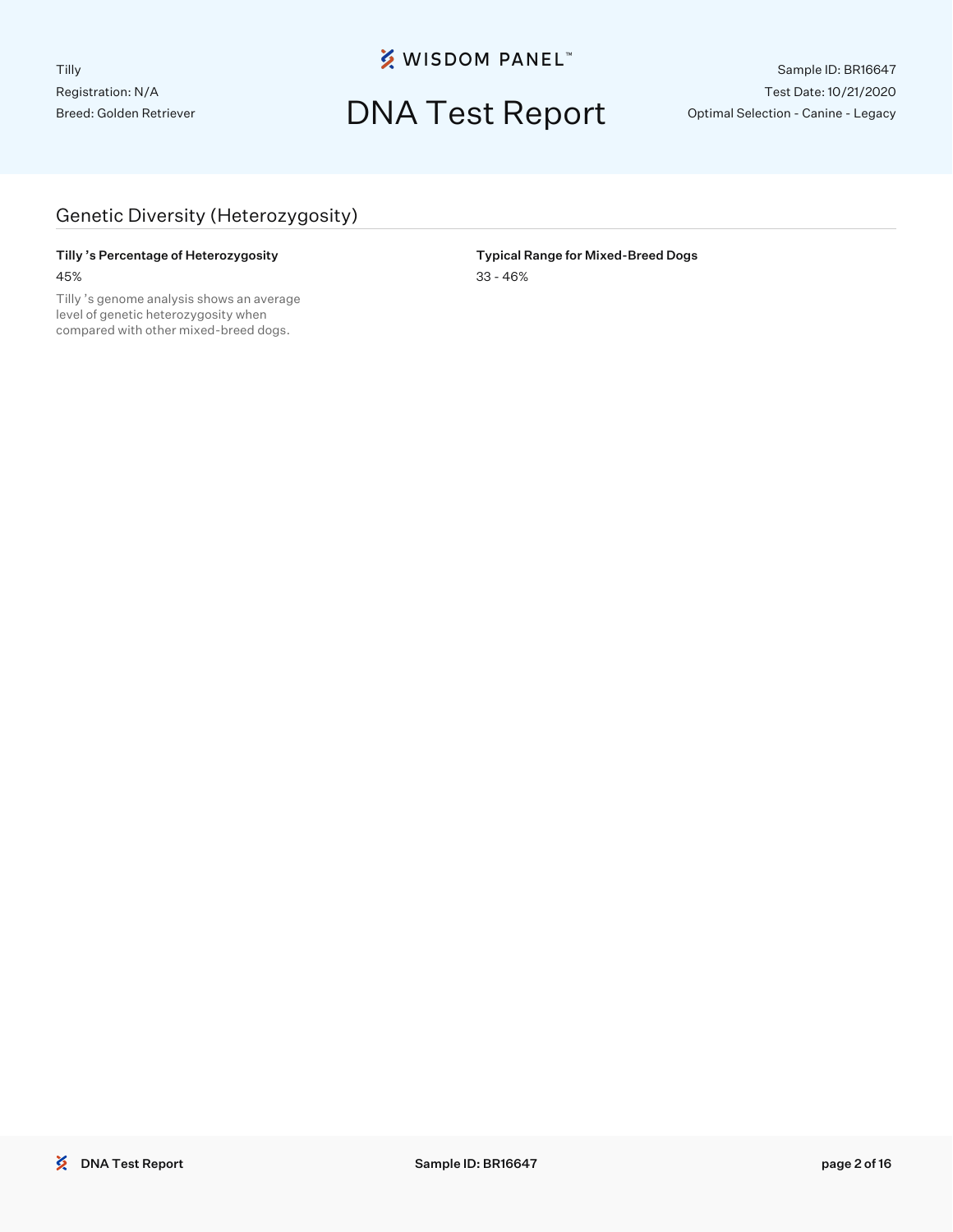## Genetic Diversity (Heterozygosity)

**Tilly 's Percentage of Heterozygosity**

45%

Tilly 's genome analysis shows an average level of genetic heterozygosity when compared with other mixed-breed dogs.

**Typical Range for Mixed-Breed Dogs**

33 - 46%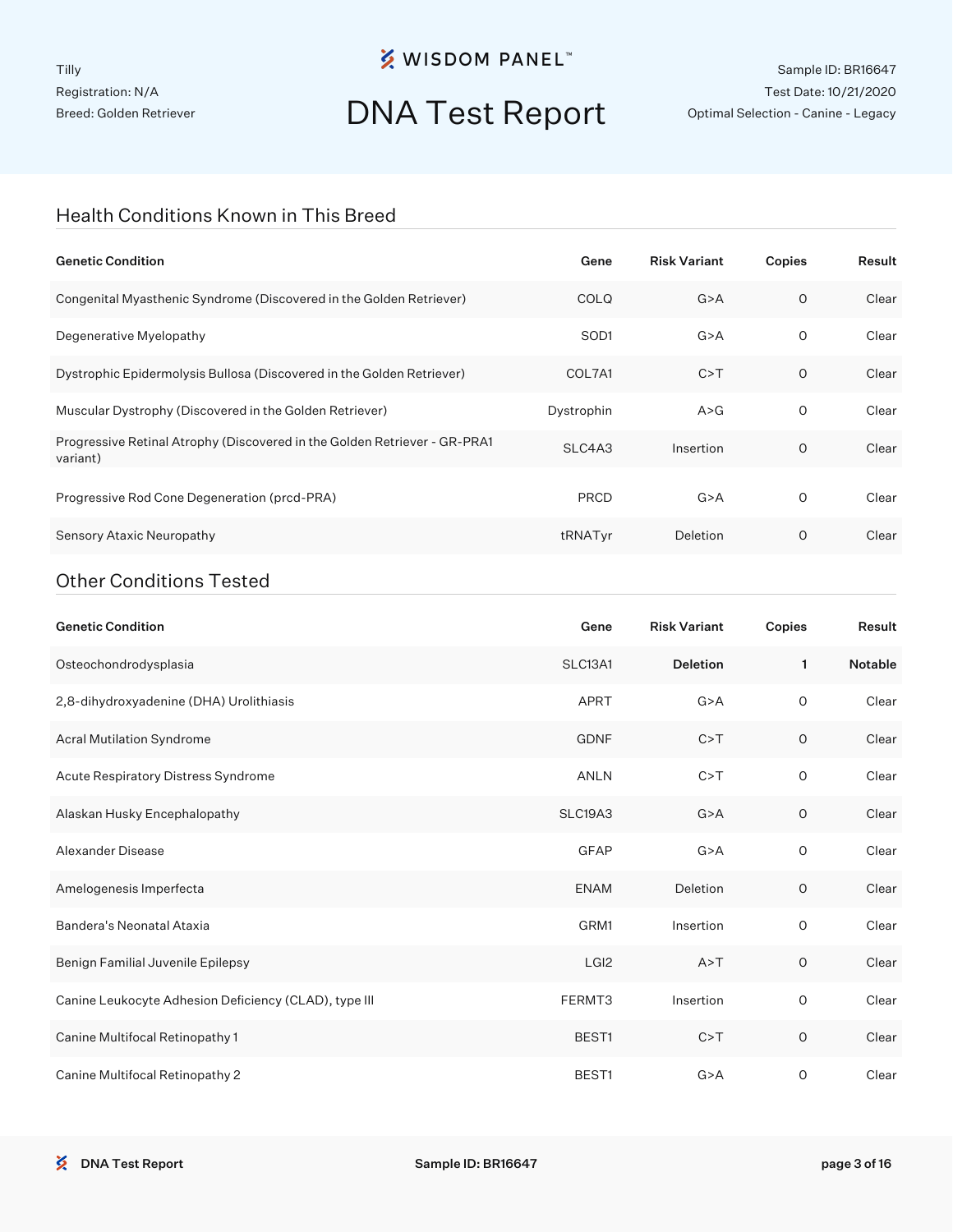Tilly
Registration: N/A
Breed: Golden Retriever

# DNA Test Report

Sample ID: BR16647
Test Date: 10/21/2020
Optimal Selection - Canine - Legacy

## Health Conditions Known in This Breed

| Genetic Condition | Gene | Risk Variant | Copies | Result |
|---|---|---|---|---|
| Congenital Myasthenic Syndrome (Discovered in the Golden Retriever) | COLQ | G>A | 0 | Clear |
| Degenerative Myelopathy | SOD1 | G>A | 0 | Clear |
| Dystrophic Epidermolysis Bullosa (Discovered in the Golden Retriever) | COL7A1 | C>T | 0 | Clear |
| Muscular Dystrophy (Discovered in the Golden Retriever) | Dystrophin | A>G | 0 | Clear |
| Progressive Retinal Atrophy (Discovered in the Golden Retriever - GR-PRA1 variant) | SLC4A3 | Insertion | 0 | Clear |
| Progressive Rod Cone Degeneration (prcd-PRA) | PRCD | G>A | 0 | Clear |
| Sensory Ataxic Neuropathy | tRNATyr | Deletion | 0 | Clear |

## Other Conditions Tested

| Genetic Condition | Gene | Risk Variant | Copies | Result |
|---|---|---|---|---|
| Osteochondrodysplasia | SLC13A1 | **Deletion** | **1** | **Notable** |
| 2,8-dihydroxyadenine (DHA) Urolithiasis | APRT | G>A | 0 | Clear |
| Acral Mutilation Syndrome | GDNF | C>T | 0 | Clear |
| Acute Respiratory Distress Syndrome | ANLN | C>T | 0 | Clear |
| Alaskan Husky Encephalopathy | SLC19A3 | G>A | 0 | Clear |
| Alexander Disease | GFAP | G>A | 0 | Clear |
| Amelogenesis Imperfecta | ENAM | Deletion | 0 | Clear |
| Bandera's Neonatal Ataxia | GRM1 | Insertion | 0 | Clear |
| Benign Familial Juvenile Epilepsy | LGI2 | A>T | 0 | Clear |
| Canine Leukocyte Adhesion Deficiency (CLAD), type III | FERMT3 | Insertion | 0 | Clear |
| Canine Multifocal Retinopathy 1 | BEST1 | C>T | 0 | Clear |
| Canine Multifocal Retinopathy 2 | BEST1 | G>A | 0 | Clear |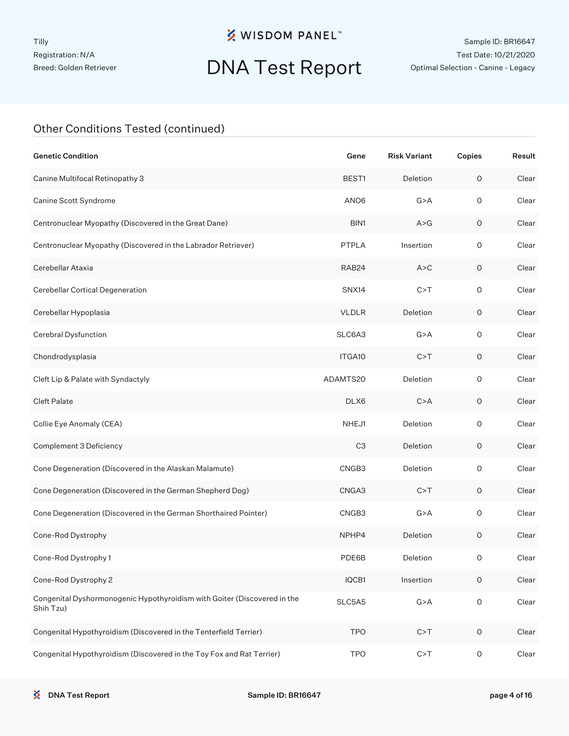## Other Conditions Tested (continued)

| Genetic Condition | Gene | Risk Variant | Copies | Result |
|---|---|---|---|---|
| Canine Multifocal Retinopathy 3 | BEST1 | Deletion | 0 | Clear |
| Canine Scott Syndrome | ANO6 | G>A | 0 | Clear |
| Centronuclear Myopathy (Discovered in the Great Dane) | BIN1 | A>G | 0 | Clear |
| Centronuclear Myopathy (Discovered in the Labrador Retriever) | PTPLA | Insertion | 0 | Clear |
| Cerebellar Ataxia | RAB24 | A>C | 0 | Clear |
| Cerebellar Cortical Degeneration | SNX14 | C>T | 0 | Clear |
| Cerebellar Hypoplasia | VLDLR | Deletion | 0 | Clear |
| Cerebral Dysfunction | SLC6A3 | G>A | 0 | Clear |
| Chondrodysplasia | ITGA10 | C>T | 0 | Clear |
| Cleft Lip & Palate with Syndactyly | ADAMTS20 | Deletion | 0 | Clear |
| Cleft Palate | DLX6 | C>A | 0 | Clear |
| Collie Eye Anomaly (CEA) | NHEJ1 | Deletion | 0 | Clear |
| Complement 3 Deficiency | C3 | Deletion | 0 | Clear |
| Cone Degeneration (Discovered in the Alaskan Malamute) | CNGB3 | Deletion | 0 | Clear |
| Cone Degeneration (Discovered in the German Shepherd Dog) | CNGA3 | C>T | 0 | Clear |
| Cone Degeneration (Discovered in the German Shorthaired Pointer) | CNGB3 | G>A | 0 | Clear |
| Cone-Rod Dystrophy | NPHP4 | Deletion | 0 | Clear |
| Cone-Rod Dystrophy 1 | PDE6B | Deletion | 0 | Clear |
| Cone-Rod Dystrophy 2 | IQCB1 | Insertion | 0 | Clear |
| Congenital Dyshormonogenic Hypothyroidism with Goiter (Discovered in the Shih Tzu) | SLC5A5 | G>A | 0 | Clear |
| Congenital Hypothyroidism (Discovered in the Tenterfield Terrier) | TPO | C>T | 0 | Clear |
| Congenital Hypothyroidism (Discovered in the Toy Fox and Rat Terrier) | TPO | C>T | 0 | Clear |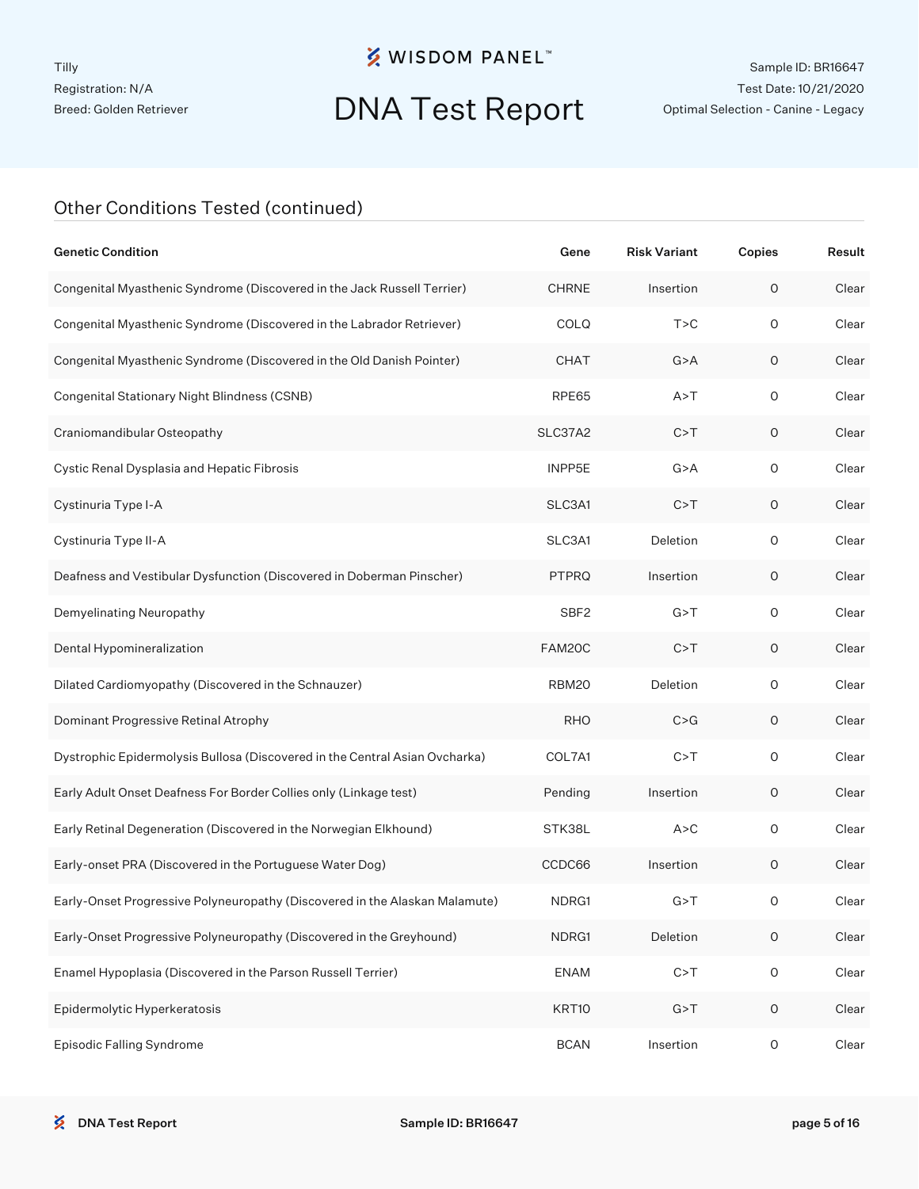## Other Conditions Tested (continued)

| Genetic Condition | Gene | Risk Variant | Copies | Result |
|---|---|---|---|---|
| Congenital Myasthenic Syndrome (Discovered in the Jack Russell Terrier) | CHRNE | Insertion | 0 | Clear |
| Congenital Myasthenic Syndrome (Discovered in the Labrador Retriever) | COLQ | T>C | 0 | Clear |
| Congenital Myasthenic Syndrome (Discovered in the Old Danish Pointer) | CHAT | G>A | 0 | Clear |
| Congenital Stationary Night Blindness (CSNB) | RPE65 | A>T | 0 | Clear |
| Craniomandibular Osteopathy | SLC37A2 | C>T | 0 | Clear |
| Cystic Renal Dysplasia and Hepatic Fibrosis | INPP5E | G>A | 0 | Clear |
| Cystinuria Type I-A | SLC3A1 | C>T | 0 | Clear |
| Cystinuria Type II-A | SLC3A1 | Deletion | 0 | Clear |
| Deafness and Vestibular Dysfunction (Discovered in Doberman Pinscher) | PTPRQ | Insertion | 0 | Clear |
| Demyelinating Neuropathy | SBF2 | G>T | 0 | Clear |
| Dental Hypomineralization | FAM20C | C>T | 0 | Clear |
| Dilated Cardiomyopathy (Discovered in the Schnauzer) | RBM20 | Deletion | 0 | Clear |
| Dominant Progressive Retinal Atrophy | RHO | C>G | 0 | Clear |
| Dystrophic Epidermolysis Bullosa (Discovered in the Central Asian Ovcharka) | COL7A1 | C>T | 0 | Clear |
| Early Adult Onset Deafness For Border Collies only (Linkage test) | Pending | Insertion | 0 | Clear |
| Early Retinal Degeneration (Discovered in the Norwegian Elkhound) | STK38L | A>C | 0 | Clear |
| Early-onset PRA (Discovered in the Portuguese Water Dog) | CCDC66 | Insertion | 0 | Clear |
| Early-Onset Progressive Polyneuropathy (Discovered in the Alaskan Malamute) | NDRG1 | G>T | 0 | Clear |
| Early-Onset Progressive Polyneuropathy (Discovered in the Greyhound) | NDRG1 | Deletion | 0 | Clear |
| Enamel Hypoplasia (Discovered in the Parson Russell Terrier) | ENAM | C>T | 0 | Clear |
| Epidermolytic Hyperkeratosis | KRT10 | G>T | 0 | Clear |
| Episodic Falling Syndrome | BCAN | Insertion | 0 | Clear |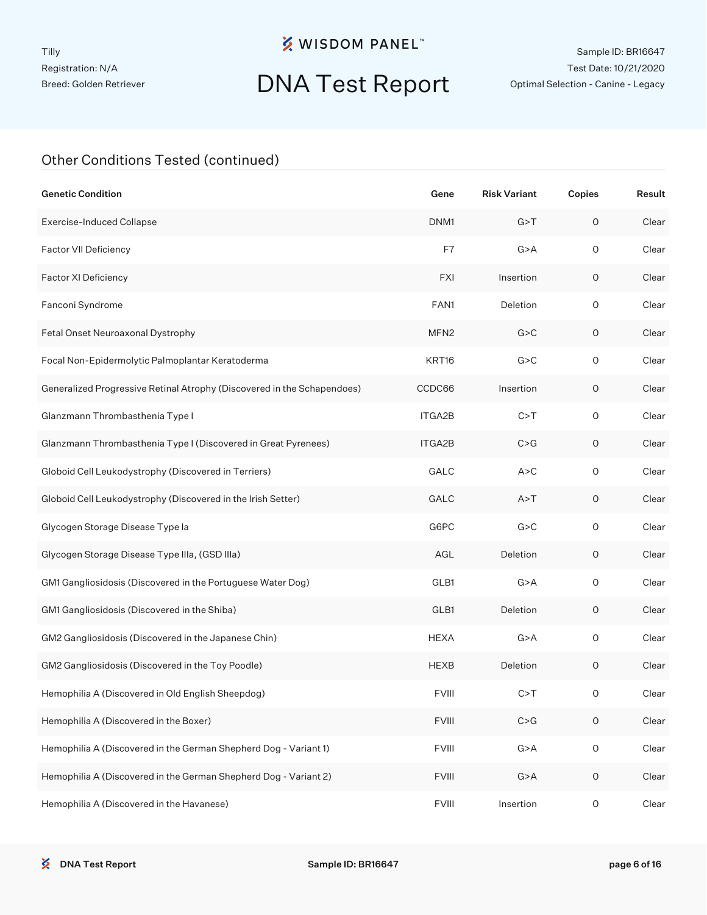## Other Conditions Tested (continued)

| Genetic Condition | Gene | Risk Variant | Copies | Result |
|---|---|---|---|---|
| Exercise-Induced Collapse | DNM1 | G>T | 0 | Clear |
| Factor VII Deficiency | F7 | G>A | 0 | Clear |
| Factor XI Deficiency | FXI | Insertion | 0 | Clear |
| Fanconi Syndrome | FAN1 | Deletion | 0 | Clear |
| Fetal Onset Neuroaxonal Dystrophy | MFN2 | G>C | 0 | Clear |
| Focal Non-Epidermolytic Palmoplantar Keratoderma | KRT16 | G>C | 0 | Clear |
| Generalized Progressive Retinal Atrophy (Discovered in the Schapendoes) | CCDC66 | Insertion | 0 | Clear |
| Glanzmann Thrombasthenia Type I | ITGA2B | C>T | 0 | Clear |
| Glanzmann Thrombasthenia Type I (Discovered in Great Pyrenees) | ITGA2B | C>G | 0 | Clear |
| Globoid Cell Leukodystrophy (Discovered in Terriers) | GALC | A>C | 0 | Clear |
| Globoid Cell Leukodystrophy (Discovered in the Irish Setter) | GALC | A>T | 0 | Clear |
| Glycogen Storage Disease Type Ia | G6PC | G>C | 0 | Clear |
| Glycogen Storage Disease Type IIIa, (GSD IIIa) | AGL | Deletion | 0 | Clear |
| GM1 Gangliosidosis (Discovered in the Portuguese Water Dog) | GLB1 | G>A | 0 | Clear |
| GM1 Gangliosidosis (Discovered in the Shiba) | GLB1 | Deletion | 0 | Clear |
| GM2 Gangliosidosis (Discovered in the Japanese Chin) | HEXA | G>A | 0 | Clear |
| GM2 Gangliosidosis (Discovered in the Toy Poodle) | HEXB | Deletion | 0 | Clear |
| Hemophilia A (Discovered in Old English Sheepdog) | FVIII | C>T | 0 | Clear |
| Hemophilia A (Discovered in the Boxer) | FVIII | C>G | 0 | Clear |
| Hemophilia A (Discovered in the German Shepherd Dog - Variant 1) | FVIII | G>A | 0 | Clear |
| Hemophilia A (Discovered in the German Shepherd Dog - Variant 2) | FVIII | G>A | 0 | Clear |
| Hemophilia A (Discovered in the Havanese) | FVIII | Insertion | 0 | Clear |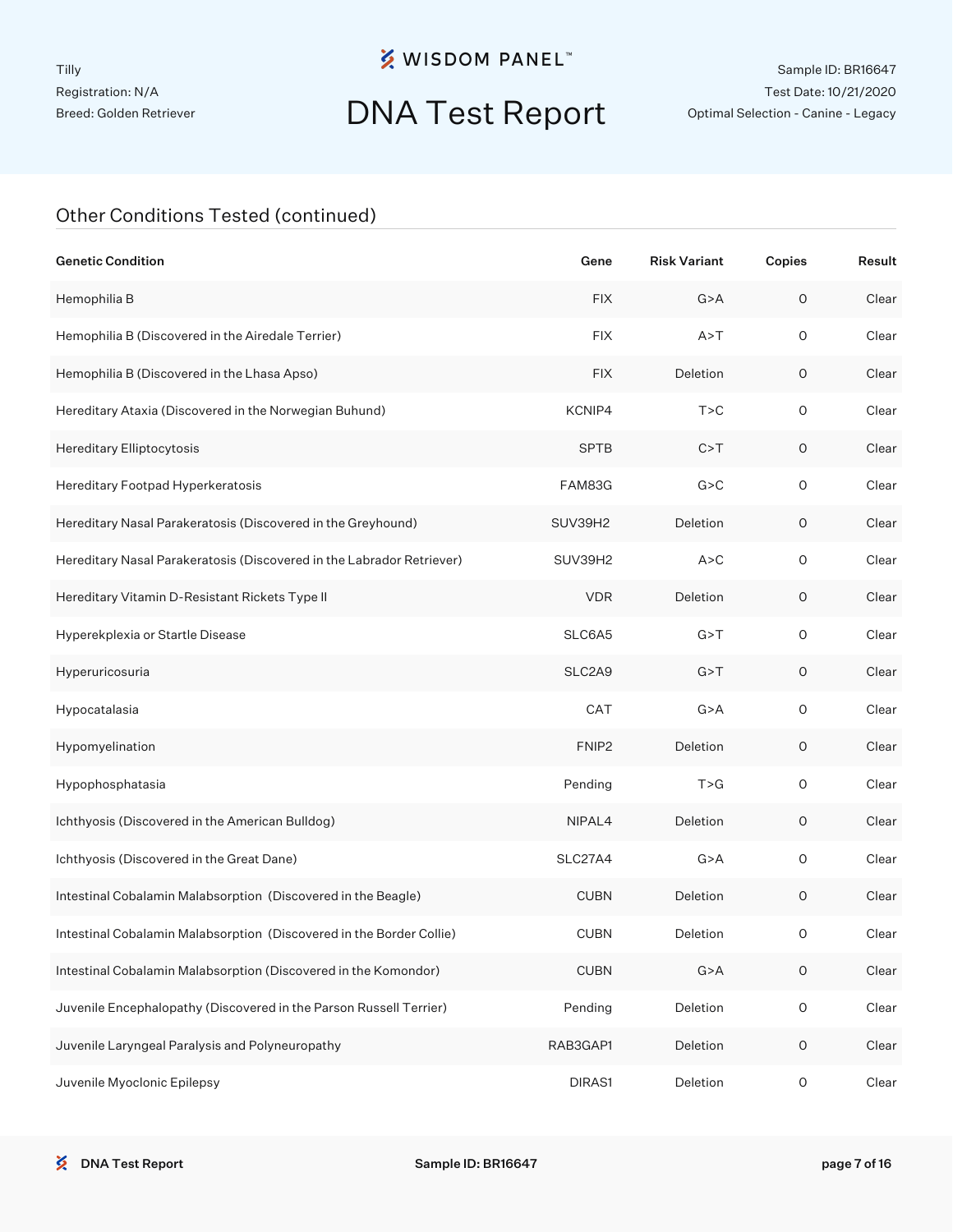## Other Conditions Tested (continued)

| Genetic Condition | Gene | Risk Variant | Copies | Result |
|---|---|---|---|---|
| Hemophilia B | FIX | G>A | 0 | Clear |
| Hemophilia B (Discovered in the Airedale Terrier) | FIX | A>T | 0 | Clear |
| Hemophilia B (Discovered in the Lhasa Apso) | FIX | Deletion | 0 | Clear |
| Hereditary Ataxia (Discovered in the Norwegian Buhund) | KCNIP4 | T>C | 0 | Clear |
| Hereditary Elliptocytosis | SPTB | C>T | 0 | Clear |
| Hereditary Footpad Hyperkeratosis | FAM83G | G>C | 0 | Clear |
| Hereditary Nasal Parakeratosis (Discovered in the Greyhound) | SUV39H2 | Deletion | 0 | Clear |
| Hereditary Nasal Parakeratosis (Discovered in the Labrador Retriever) | SUV39H2 | A>C | 0 | Clear |
| Hereditary Vitamin D-Resistant Rickets Type II | VDR | Deletion | 0 | Clear |
| Hyperekplexia or Startle Disease | SLC6A5 | G>T | 0 | Clear |
| Hyperuricosuria | SLC2A9 | G>T | 0 | Clear |
| Hypocatalasia | CAT | G>A | 0 | Clear |
| Hypomyelination | FNIP2 | Deletion | 0 | Clear |
| Hypophosphatasia | Pending | T>G | 0 | Clear |
| Ichthyosis (Discovered in the American Bulldog) | NIPAL4 | Deletion | 0 | Clear |
| Ichthyosis (Discovered in the Great Dane) | SLC27A4 | G>A | 0 | Clear |
| Intestinal Cobalamin Malabsorption (Discovered in the Beagle) | CUBN | Deletion | 0 | Clear |
| Intestinal Cobalamin Malabsorption (Discovered in the Border Collie) | CUBN | Deletion | 0 | Clear |
| Intestinal Cobalamin Malabsorption (Discovered in the Komondor) | CUBN | G>A | 0 | Clear |
| Juvenile Encephalopathy (Discovered in the Parson Russell Terrier) | Pending | Deletion | 0 | Clear |
| Juvenile Laryngeal Paralysis and Polyneuropathy | RAB3GAP1 | Deletion | 0 | Clear |
| Juvenile Myoclonic Epilepsy | DIRAS1 | Deletion | 0 | Clear |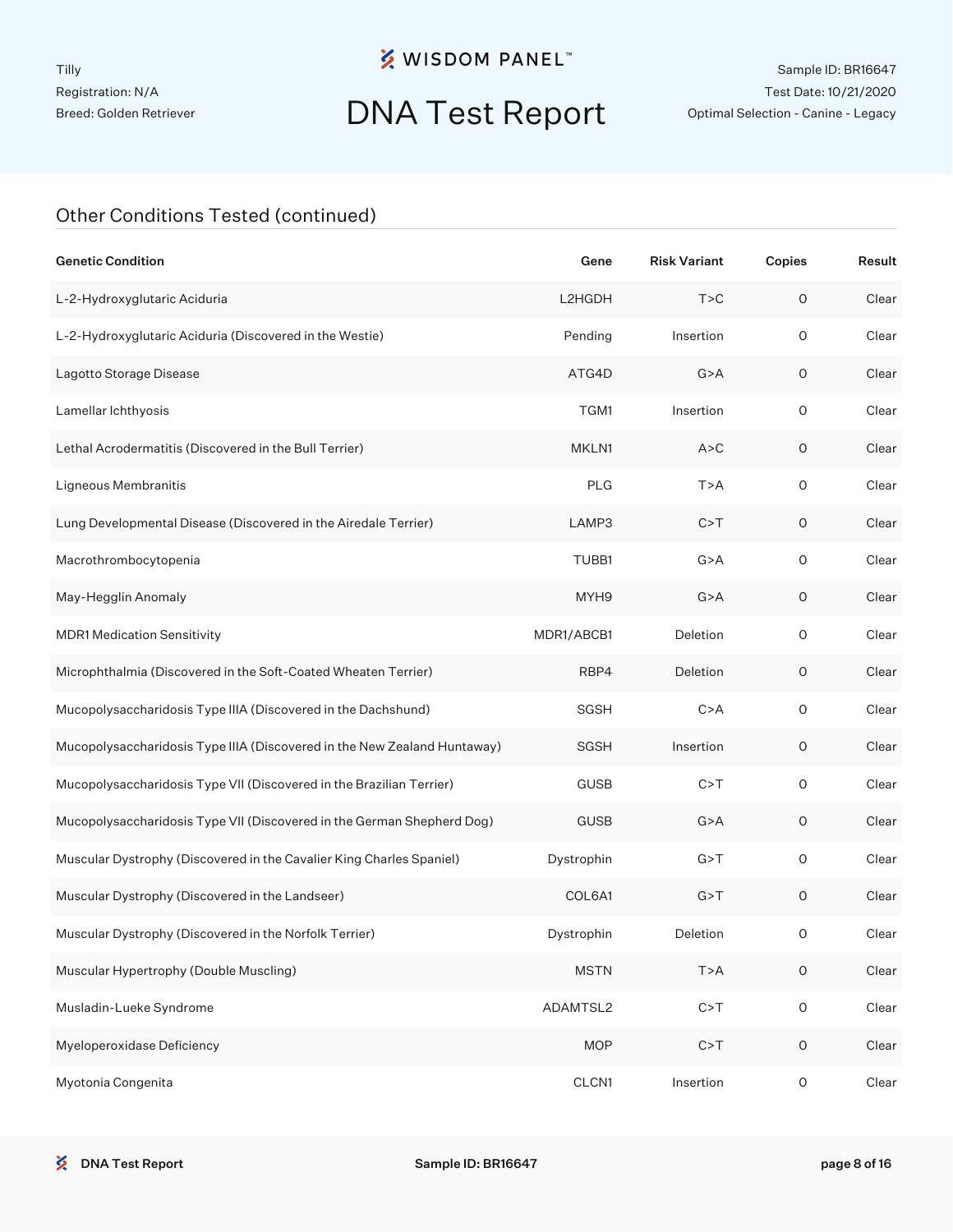## Other Conditions Tested (continued)

| Genetic Condition | Gene | Risk Variant | Copies | Result |
|---|---|---|---|---|
| L-2-Hydroxyglutaric Aciduria | L2HGDH | T>C | 0 | Clear |
| L-2-Hydroxyglutaric Aciduria (Discovered in the Westie) | Pending | Insertion | 0 | Clear |
| Lagotto Storage Disease | ATG4D | G>A | 0 | Clear |
| Lamellar Ichthyosis | TGM1 | Insertion | 0 | Clear |
| Lethal Acrodermatitis (Discovered in the Bull Terrier) | MKLN1 | A>C | 0 | Clear |
| Ligneous Membranitis | PLG | T>A | 0 | Clear |
| Lung Developmental Disease (Discovered in the Airedale Terrier) | LAMP3 | C>T | 0 | Clear |
| Macrothrombocytopenia | TUBB1 | G>A | 0 | Clear |
| May-Hegglin Anomaly | MYH9 | G>A | 0 | Clear |
| MDR1 Medication Sensitivity | MDR1/ABCB1 | Deletion | 0 | Clear |
| Microphthalmia (Discovered in the Soft-Coated Wheaten Terrier) | RBP4 | Deletion | 0 | Clear |
| Mucopolysaccharidosis Type IIIA (Discovered in the Dachshund) | SGSH | C>A | 0 | Clear |
| Mucopolysaccharidosis Type IIIA (Discovered in the New Zealand Huntaway) | SGSH | Insertion | 0 | Clear |
| Mucopolysaccharidosis Type VII (Discovered in the Brazilian Terrier) | GUSB | C>T | 0 | Clear |
| Mucopolysaccharidosis Type VII (Discovered in the German Shepherd Dog) | GUSB | G>A | 0 | Clear |
| Muscular Dystrophy (Discovered in the Cavalier King Charles Spaniel) | Dystrophin | G>T | 0 | Clear |
| Muscular Dystrophy (Discovered in the Landseer) | COL6A1 | G>T | 0 | Clear |
| Muscular Dystrophy (Discovered in the Norfolk Terrier) | Dystrophin | Deletion | 0 | Clear |
| Muscular Hypertrophy (Double Muscling) | MSTN | T>A | 0 | Clear |
| Musladin-Lueke Syndrome | ADAMTSL2 | C>T | 0 | Clear |
| Myeloperoxidase Deficiency | MOP | C>T | 0 | Clear |
| Myotonia Congenita | CLCN1 | Insertion | 0 | Clear |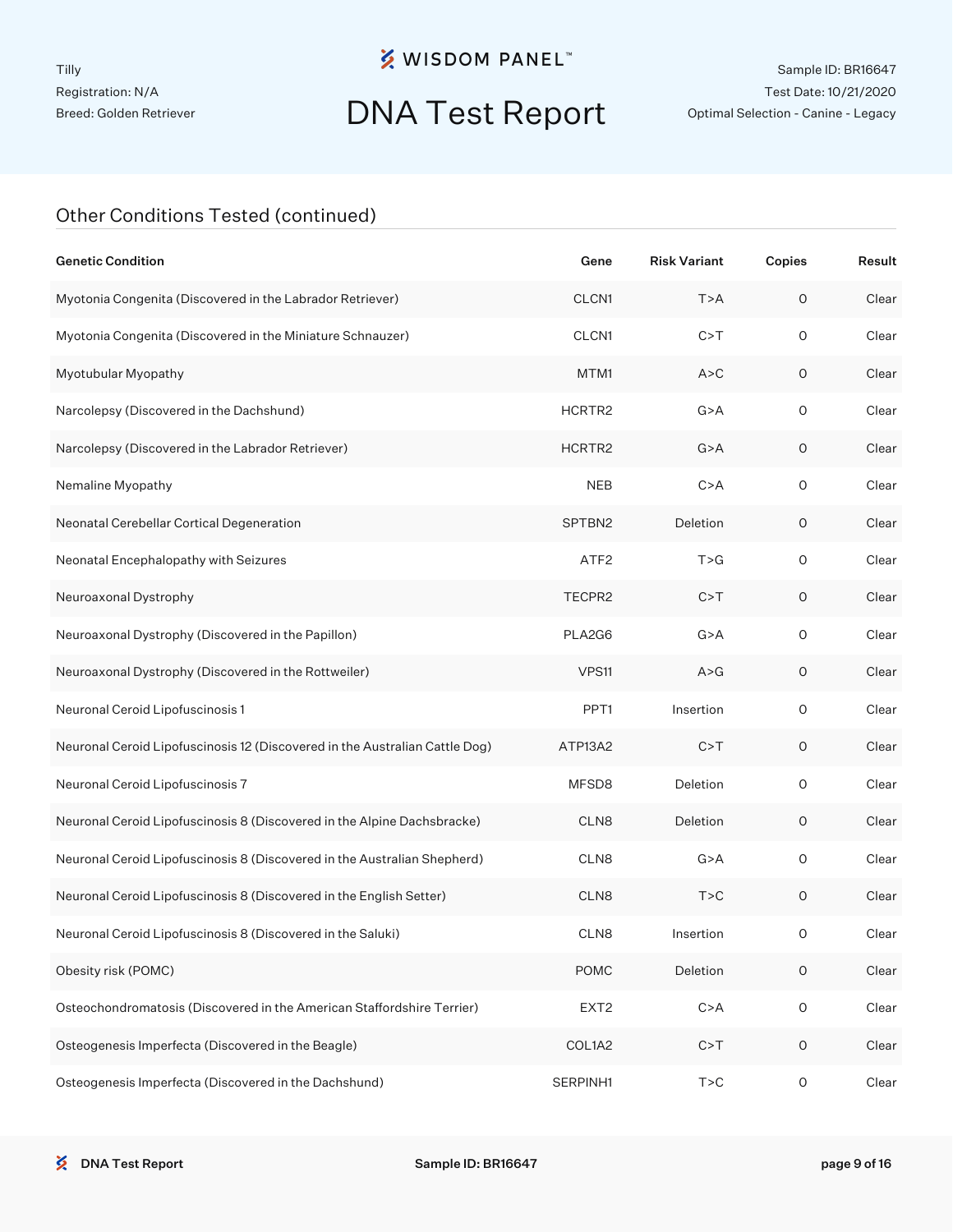Tilly
Registration: N/A
Breed: Golden Retriever

# DNA Test Report

Sample ID: BR16647
Test Date: 10/21/2020
Optimal Selection - Canine - Legacy

## Other Conditions Tested (continued)

| Genetic Condition | Gene | Risk Variant | Copies | Result |
|---|---|---|---|---|
| Myotonia Congenita (Discovered in the Labrador Retriever) | CLCN1 | T>A | 0 | Clear |
| Myotonia Congenita (Discovered in the Miniature Schnauzer) | CLCN1 | C>T | 0 | Clear |
| Myotubular Myopathy | MTM1 | A>C | 0 | Clear |
| Narcolepsy (Discovered in the Dachshund) | HCRTR2 | G>A | 0 | Clear |
| Narcolepsy (Discovered in the Labrador Retriever) | HCRTR2 | G>A | 0 | Clear |
| Nemaline Myopathy | NEB | C>A | 0 | Clear |
| Neonatal Cerebellar Cortical Degeneration | SPTBN2 | Deletion | 0 | Clear |
| Neonatal Encephalopathy with Seizures | ATF2 | T>G | 0 | Clear |
| Neuroaxonal Dystrophy | TECPR2 | C>T | 0 | Clear |
| Neuroaxonal Dystrophy (Discovered in the Papillon) | PLA2G6 | G>A | 0 | Clear |
| Neuroaxonal Dystrophy (Discovered in the Rottweiler) | VPS11 | A>G | 0 | Clear |
| Neuronal Ceroid Lipofuscinosis 1 | PPT1 | Insertion | 0 | Clear |
| Neuronal Ceroid Lipofuscinosis 12 (Discovered in the Australian Cattle Dog) | ATP13A2 | C>T | 0 | Clear |
| Neuronal Ceroid Lipofuscinosis 7 | MFSD8 | Deletion | 0 | Clear |
| Neuronal Ceroid Lipofuscinosis 8 (Discovered in the Alpine Dachsbracke) | CLN8 | Deletion | 0 | Clear |
| Neuronal Ceroid Lipofuscinosis 8 (Discovered in the Australian Shepherd) | CLN8 | G>A | 0 | Clear |
| Neuronal Ceroid Lipofuscinosis 8 (Discovered in the English Setter) | CLN8 | T>C | 0 | Clear |
| Neuronal Ceroid Lipofuscinosis 8 (Discovered in the Saluki) | CLN8 | Insertion | 0 | Clear |
| Obesity risk (POMC) | POMC | Deletion | 0 | Clear |
| Osteochondromatosis (Discovered in the American Staffordshire Terrier) | EXT2 | C>A | 0 | Clear |
| Osteogenesis Imperfecta (Discovered in the Beagle) | COL1A2 | C>T | 0 | Clear |
| Osteogenesis Imperfecta (Discovered in the Dachshund) | SERPINH1 | T>C | 0 | Clear |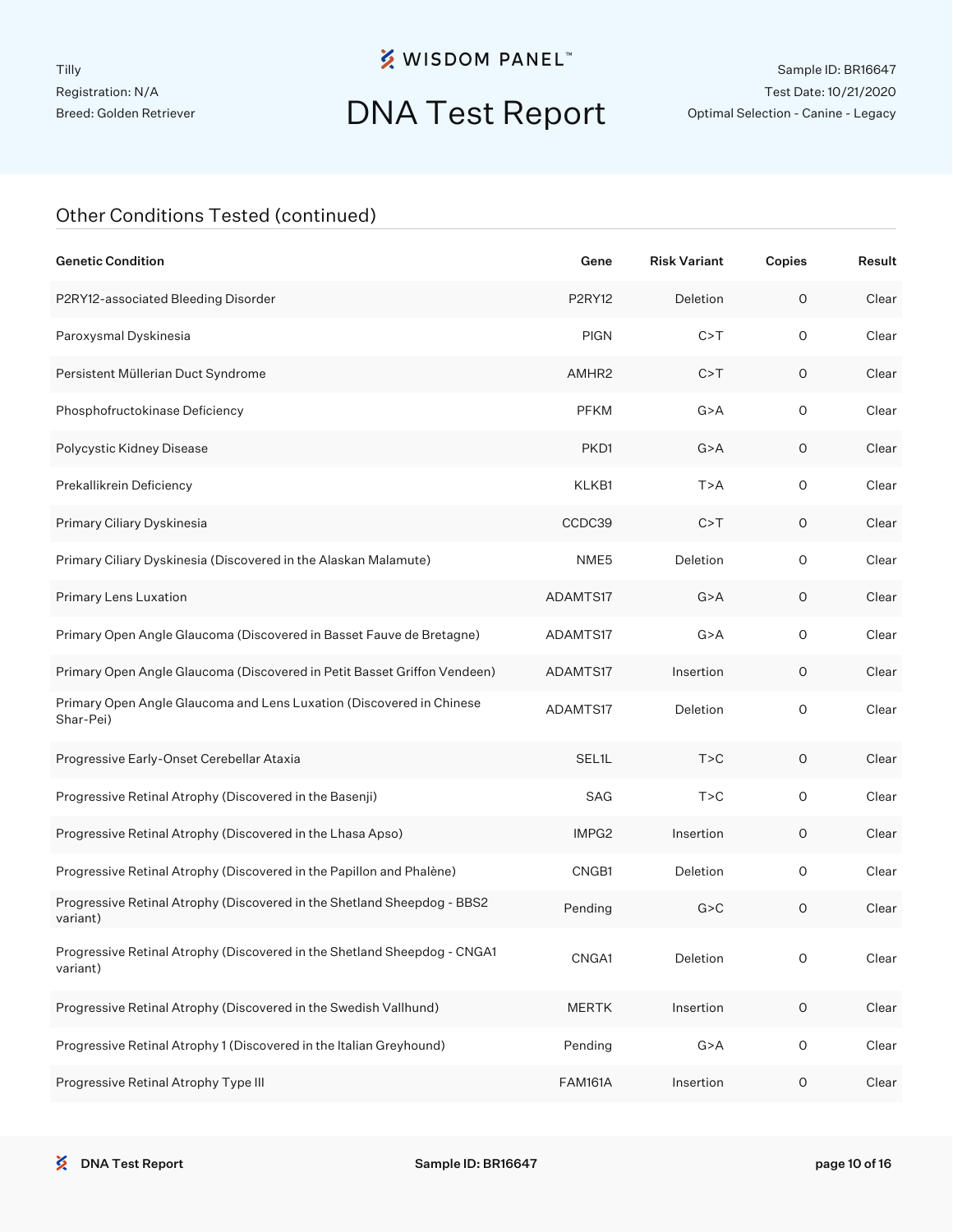Tilly
Registration: N/A
Breed: Golden Retriever

# DNA Test Report

Sample ID: BR16647
Test Date: 10/21/2020
Optimal Selection - Canine - Legacy

## Other Conditions Tested (continued)

| Genetic Condition | Gene | Risk Variant | Copies | Result |
|---|---|---|---|---|
| P2RY12-associated Bleeding Disorder | P2RY12 | Deletion | 0 | Clear |
| Paroxysmal Dyskinesia | PIGN | C>T | 0 | Clear |
| Persistent Müllerian Duct Syndrome | AMHR2 | C>T | 0 | Clear |
| Phosphofructokinase Deficiency | PFKM | G>A | 0 | Clear |
| Polycystic Kidney Disease | PKD1 | G>A | 0 | Clear |
| Prekallikrein Deficiency | KLKB1 | T>A | 0 | Clear |
| Primary Ciliary Dyskinesia | CCDC39 | C>T | 0 | Clear |
| Primary Ciliary Dyskinesia (Discovered in the Alaskan Malamute) | NME5 | Deletion | 0 | Clear |
| Primary Lens Luxation | ADAMTS17 | G>A | 0 | Clear |
| Primary Open Angle Glaucoma (Discovered in Basset Fauve de Bretagne) | ADAMTS17 | G>A | 0 | Clear |
| Primary Open Angle Glaucoma (Discovered in Petit Basset Griffon Vendeen) | ADAMTS17 | Insertion | 0 | Clear |
| Primary Open Angle Glaucoma and Lens Luxation (Discovered in Chinese Shar-Pei) | ADAMTS17 | Deletion | 0 | Clear |
| Progressive Early-Onset Cerebellar Ataxia | SEL1L | T>C | 0 | Clear |
| Progressive Retinal Atrophy (Discovered in the Basenji) | SAG | T>C | 0 | Clear |
| Progressive Retinal Atrophy (Discovered in the Lhasa Apso) | IMPG2 | Insertion | 0 | Clear |
| Progressive Retinal Atrophy (Discovered in the Papillon and Phalène) | CNGB1 | Deletion | 0 | Clear |
| Progressive Retinal Atrophy (Discovered in the Shetland Sheepdog - BBS2 variant) | Pending | G>C | 0 | Clear |
| Progressive Retinal Atrophy (Discovered in the Shetland Sheepdog - CNGA1 variant) | CNGA1 | Deletion | 0 | Clear |
| Progressive Retinal Atrophy (Discovered in the Swedish Vallhund) | MERTK | Insertion | 0 | Clear |
| Progressive Retinal Atrophy 1 (Discovered in the Italian Greyhound) | Pending | G>A | 0 | Clear |
| Progressive Retinal Atrophy Type III | FAM161A | Insertion | 0 | Clear |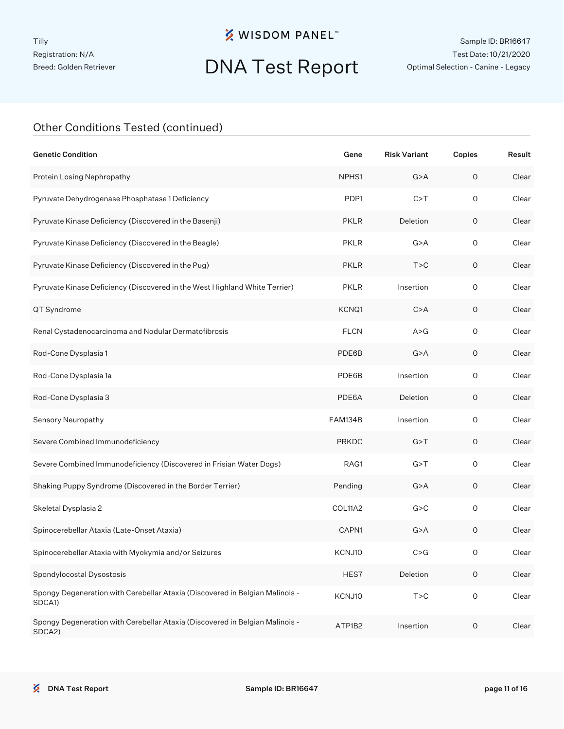## Other Conditions Tested (continued)

| Genetic Condition | Gene | Risk Variant | Copies | Result |
|---|---|---|---|---|
| Protein Losing Nephropathy | NPHS1 | G>A | 0 | Clear |
| Pyruvate Dehydrogenase Phosphatase 1 Deficiency | PDP1 | C>T | 0 | Clear |
| Pyruvate Kinase Deficiency (Discovered in the Basenji) | PKLR | Deletion | 0 | Clear |
| Pyruvate Kinase Deficiency (Discovered in the Beagle) | PKLR | G>A | 0 | Clear |
| Pyruvate Kinase Deficiency (Discovered in the Pug) | PKLR | T>C | 0 | Clear |
| Pyruvate Kinase Deficiency (Discovered in the West Highland White Terrier) | PKLR | Insertion | 0 | Clear |
| QT Syndrome | KCNQ1 | C>A | 0 | Clear |
| Renal Cystadenocarcinoma and Nodular Dermatofibrosis | FLCN | A>G | 0 | Clear |
| Rod-Cone Dysplasia 1 | PDE6B | G>A | 0 | Clear |
| Rod-Cone Dysplasia 1a | PDE6B | Insertion | 0 | Clear |
| Rod-Cone Dysplasia 3 | PDE6A | Deletion | 0 | Clear |
| Sensory Neuropathy | FAM134B | Insertion | 0 | Clear |
| Severe Combined Immunodeficiency | PRKDC | G>T | 0 | Clear |
| Severe Combined Immunodeficiency (Discovered in Frisian Water Dogs) | RAG1 | G>T | 0 | Clear |
| Shaking Puppy Syndrome (Discovered in the Border Terrier) | Pending | G>A | 0 | Clear |
| Skeletal Dysplasia 2 | COL11A2 | G>C | 0 | Clear |
| Spinocerebellar Ataxia (Late-Onset Ataxia) | CAPN1 | G>A | 0 | Clear |
| Spinocerebellar Ataxia with Myokymia and/or Seizures | KCNJ10 | C>G | 0 | Clear |
| Spondylocostal Dysostosis | HES7 | Deletion | 0 | Clear |
| Spongy Degeneration with Cerebellar Ataxia (Discovered in Belgian Malinois - SDCA1) | KCNJ10 | T>C | 0 | Clear |
| Spongy Degeneration with Cerebellar Ataxia (Discovered in Belgian Malinois - SDCA2) | ATP1B2 | Insertion | 0 | Clear |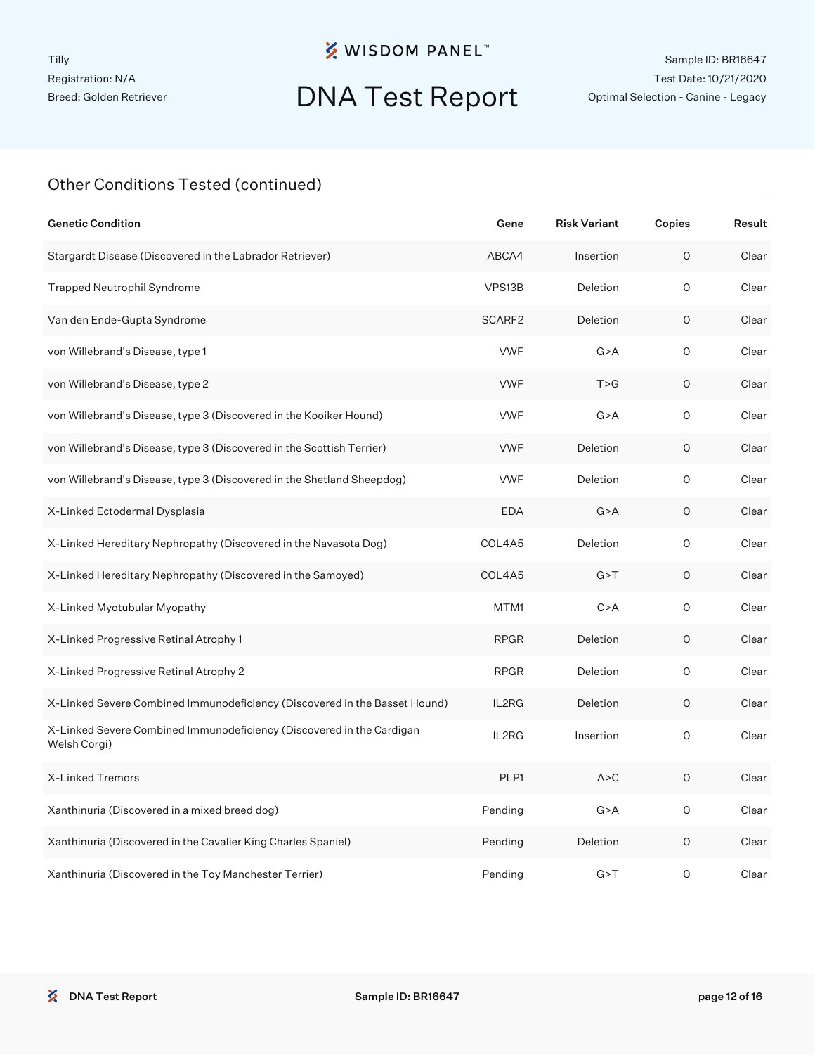Tilly
Registration: N/A
Breed: Golden Retriever

# DNA Test Report

Sample ID: BR16647
Test Date: 10/21/2020
Optimal Selection - Canine - Legacy

## Other Conditions Tested (continued)

| Genetic Condition | Gene | Risk Variant | Copies | Result |
|---|---|---|---|---|
| Stargardt Disease (Discovered in the Labrador Retriever) | ABCA4 | Insertion | 0 | Clear |
| Trapped Neutrophil Syndrome | VPS13B | Deletion | 0 | Clear |
| Van den Ende-Gupta Syndrome | SCARF2 | Deletion | 0 | Clear |
| von Willebrand's Disease, type 1 | VWF | G>A | 0 | Clear |
| von Willebrand's Disease, type 2 | VWF | T>G | 0 | Clear |
| von Willebrand's Disease, type 3 (Discovered in the Kooiker Hound) | VWF | G>A | 0 | Clear |
| von Willebrand's Disease, type 3 (Discovered in the Scottish Terrier) | VWF | Deletion | 0 | Clear |
| von Willebrand's Disease, type 3 (Discovered in the Shetland Sheepdog) | VWF | Deletion | 0 | Clear |
| X-Linked Ectodermal Dysplasia | EDA | G>A | 0 | Clear |
| X-Linked Hereditary Nephropathy (Discovered in the Navasota Dog) | COL4A5 | Deletion | 0 | Clear |
| X-Linked Hereditary Nephropathy (Discovered in the Samoyed) | COL4A5 | G>T | 0 | Clear |
| X-Linked Myotubular Myopathy | MTM1 | C>A | 0 | Clear |
| X-Linked Progressive Retinal Atrophy 1 | RPGR | Deletion | 0 | Clear |
| X-Linked Progressive Retinal Atrophy 2 | RPGR | Deletion | 0 | Clear |
| X-Linked Severe Combined Immunodeficiency (Discovered in the Basset Hound) | IL2RG | Deletion | 0 | Clear |
| X-Linked Severe Combined Immunodeficiency (Discovered in the Cardigan Welsh Corgi) | IL2RG | Insertion | 0 | Clear |
| X-Linked Tremors | PLP1 | A>C | 0 | Clear |
| Xanthinuria (Discovered in a mixed breed dog) | Pending | G>A | 0 | Clear |
| Xanthinuria (Discovered in the Cavalier King Charles Spaniel) | Pending | Deletion | 0 | Clear |
| Xanthinuria (Discovered in the Toy Manchester Terrier) | Pending | G>T | 0 | Clear |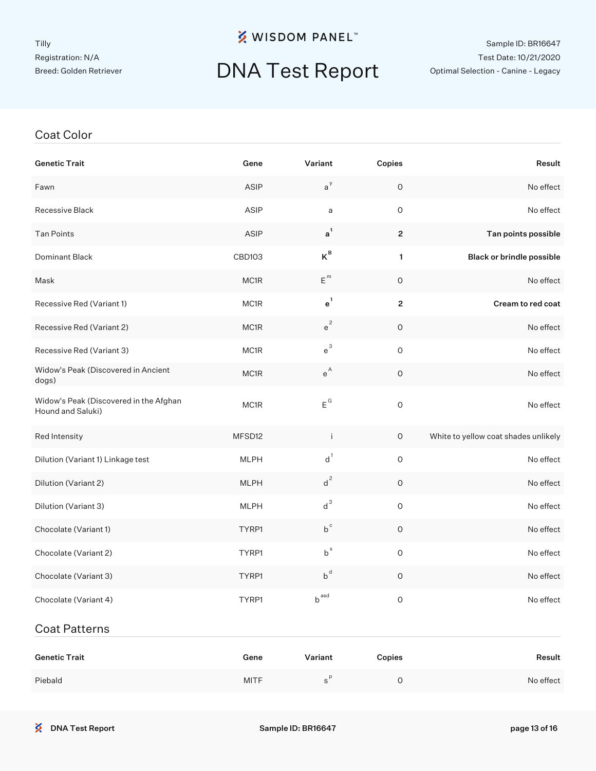Tilly
Registration: N/A
Breed: Golden Retriever

WISDOM PANEL™

# DNA Test Report

Sample ID: BR16647
Test Date: 10/21/2020
Optimal Selection - Canine - Legacy

## Coat Color

| Genetic Trait | Gene | Variant | Copies | Result |
|---|---|---|---|---|
| Fawn | ASIP | $a^y$ | 0 | No effect |
| Recessive Black | ASIP | a | 0 | No effect |
| Tan Points | ASIP | **$a^t$** | **2** | **Tan points possible** |
| Dominant Black | CBD103 | **$K^B$** | **1** | **Black or brindle possible** |
| Mask | MC1R | $E^m$ | 0 | No effect |
| Recessive Red (Variant 1) | MC1R | **$e^1$** | **2** | **Cream to red coat** |
| Recessive Red (Variant 2) | MC1R | $e^2$ | 0 | No effect |
| Recessive Red (Variant 3) | MC1R | $e^3$ | 0 | No effect |
| Widow's Peak (Discovered in Ancient dogs) | MC1R | $e^A$ | 0 | No effect |
| Widow's Peak (Discovered in the Afghan Hound and Saluki) | MC1R | $E^G$ | 0 | No effect |
| Red Intensity | MFSD12 | i | 0 | White to yellow coat shades unlikely |
| Dilution (Variant 1) Linkage test | MLPH | $d^1$ | 0 | No effect |
| Dilution (Variant 2) | MLPH | $d^2$ | 0 | No effect |
| Dilution (Variant 3) | MLPH | $d^3$ | 0 | No effect |
| Chocolate (Variant 1) | TYRP1 | $b^c$ | 0 | No effect |
| Chocolate (Variant 2) | TYRP1 | $b^s$ | 0 | No effect |
| Chocolate (Variant 3) | TYRP1 | $b^d$ | 0 | No effect |
| Chocolate (Variant 4) | TYRP1 | $b^{asd}$ | 0 | No effect |

## Coat Patterns

| Genetic Trait | Gene | Variant | Copies | Result |
|---|---|---|---|---|
| Piebald | MITF | $s^P$ | 0 | No effect |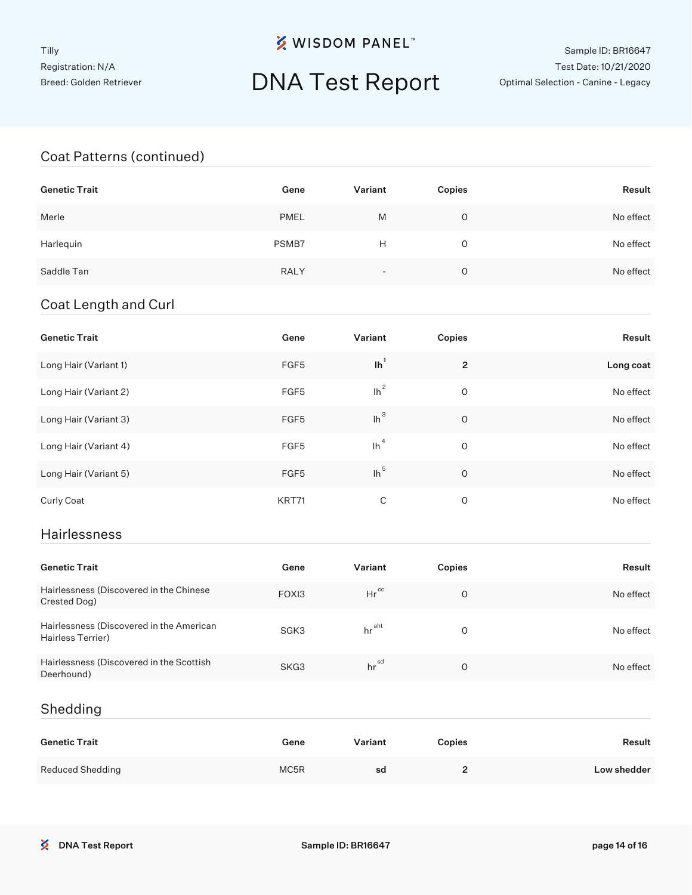Tilly
Registration: N/A
Breed: Golden Retriever

WISDOM PANEL™

# DNA Test Report

Sample ID: BR16647
Test Date: 10/21/2020
Optimal Selection - Canine - Legacy

## Coat Patterns (continued)

| Genetic Trait | Gene | Variant | Copies | Result |
|---|---|---|---|---|
| Merle | PMEL | M | 0 | No effect |
| Harlequin | PSMB7 | H | 0 | No effect |
| Saddle Tan | RALY | - | 0 | No effect |

## Coat Length and Curl

| Genetic Trait | Gene | Variant | Copies | Result |
|---|---|---|---|---|
| Long Hair (Variant 1) | FGF5 | **$lh^1$** | **2** | **Long coat** |
| Long Hair (Variant 2) | FGF5 | $lh^2$ | 0 | No effect |
| Long Hair (Variant 3) | FGF5 | $lh^3$ | 0 | No effect |
| Long Hair (Variant 4) | FGF5 | $lh^4$ | 0 | No effect |
| Long Hair (Variant 5) | FGF5 | $lh^5$ | 0 | No effect |
| Curly Coat | KRT71 | C | 0 | No effect |

## Hairlessness

| Genetic Trait | Gene | Variant | Copies | Result |
|---|---|---|---|---|
| Hairlessness (Discovered in the Chinese Crested Dog) | FOXI3 | $Hr^{cc}$ | 0 | No effect |
| Hairlessness (Discovered in the American Hairless Terrier) | SGK3 | $hr^{aht}$ | 0 | No effect |
| Hairlessness (Discovered in the Scottish Deerhound) | SKG3 | $hr^{sd}$ | 0 | No effect |

## Shedding

| Genetic Trait | Gene | Variant | Copies | Result |
|---|---|---|---|---|
| Reduced Shedding | MC5R | **sd** | **2** | **Low shedder** |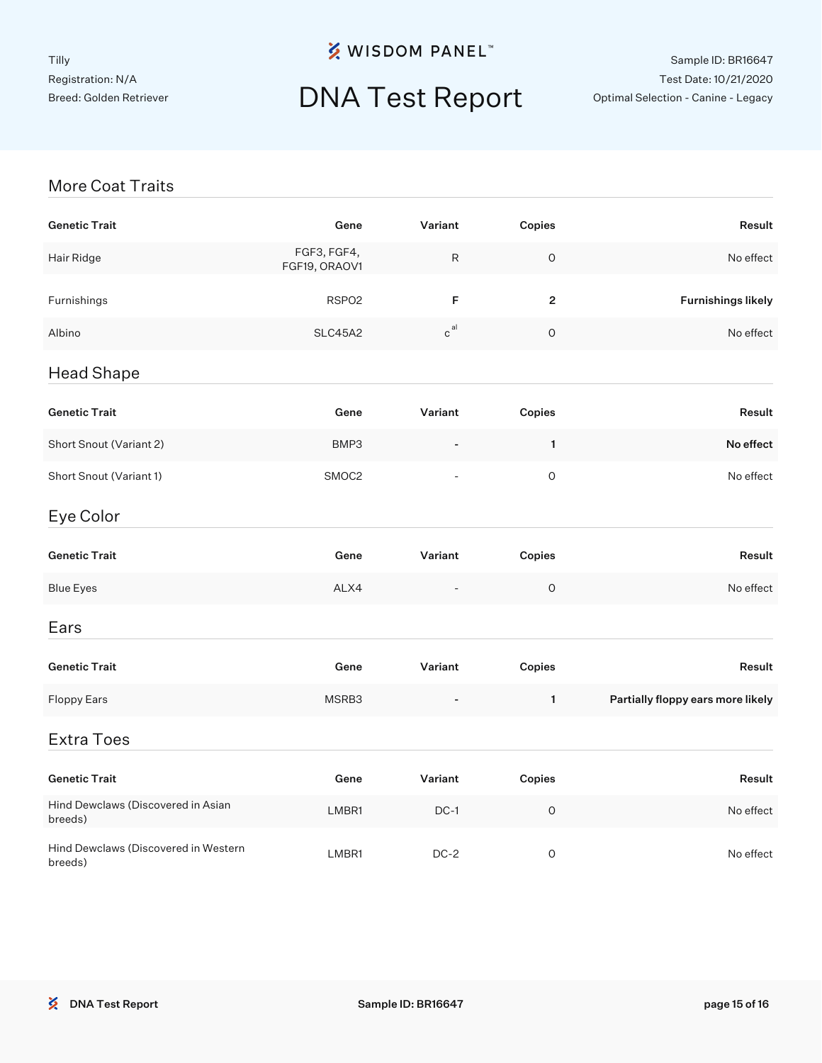Tilly
Registration: N/A
Breed: Golden Retriever

# WISDOM PANEL™

# DNA Test Report

Sample ID: BR16647
Test Date: 10/21/2020
Optimal Selection - Canine - Legacy

## More Coat Traits

| Genetic Trait | Gene | Variant | Copies | Result |
|---|---|---|---|---|
| Hair Ridge | FGF3, FGF4, FGF19, ORAOV1 | R | 0 | No effect |
| Furnishings | RSPO2 | **F** | **2** | **Furnishings likely** |
| Albino | SLC45A2 | $c^{al}$ | 0 | No effect |

## Head Shape

| Genetic Trait | Gene | Variant | Copies | Result |
|---|---|---|---|---|
| Short Snout (Variant 2) | BMP3 | **-** | **1** | **No effect** |
| Short Snout (Variant 1) | SMOC2 | - | 0 | No effect |

## Eye Color

| Genetic Trait | Gene | Variant | Copies | Result |
|---|---|---|---|---|
| Blue Eyes | ALX4 | - | 0 | No effect |

## Ears

| Genetic Trait | Gene | Variant | Copies | Result |
|---|---|---|---|---|
| Floppy Ears | MSRB3 | **-** | **1** | **Partially floppy ears more likely** |

## Extra Toes

| Genetic Trait | Gene | Variant | Copies | Result |
|---|---|---|---|---|
| Hind Dewclaws (Discovered in Asian breeds) | LMBR1 | DC-1 | 0 | No effect |
| Hind Dewclaws (Discovered in Western breeds) | LMBR1 | DC-2 | 0 | No effect |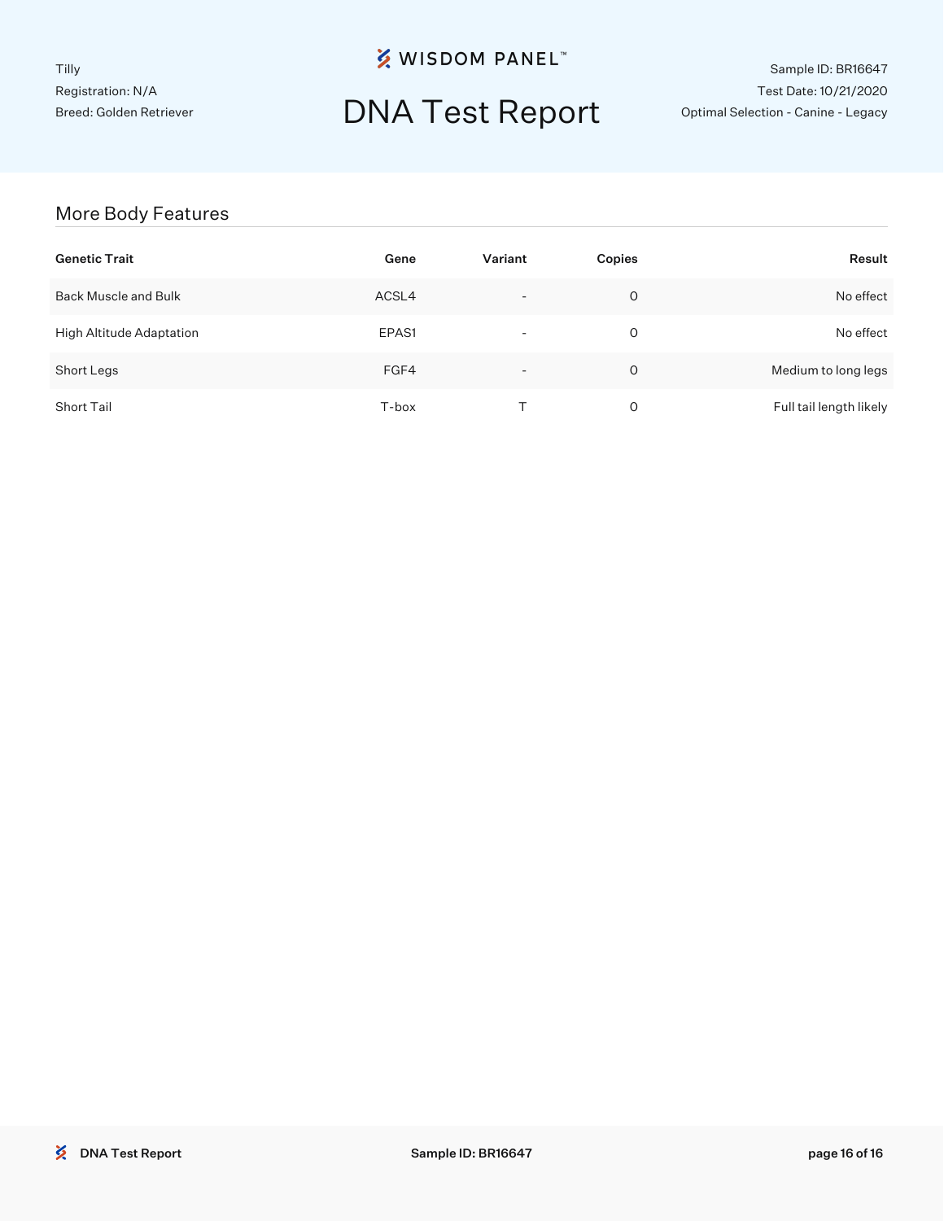## More Body Features

| Genetic Trait | Gene | Variant | Copies | Result |
| --- | --- | --- | --- | --- |
| Back Muscle and Bulk | ACSL4 | - | 0 | No effect |
| High Altitude Adaptation | EPAS1 | - | 0 | No effect |
| Short Legs | FGF4 | - | 0 | Medium to long legs |
| Short Tail | T-box | T | 0 | Full tail length likely |